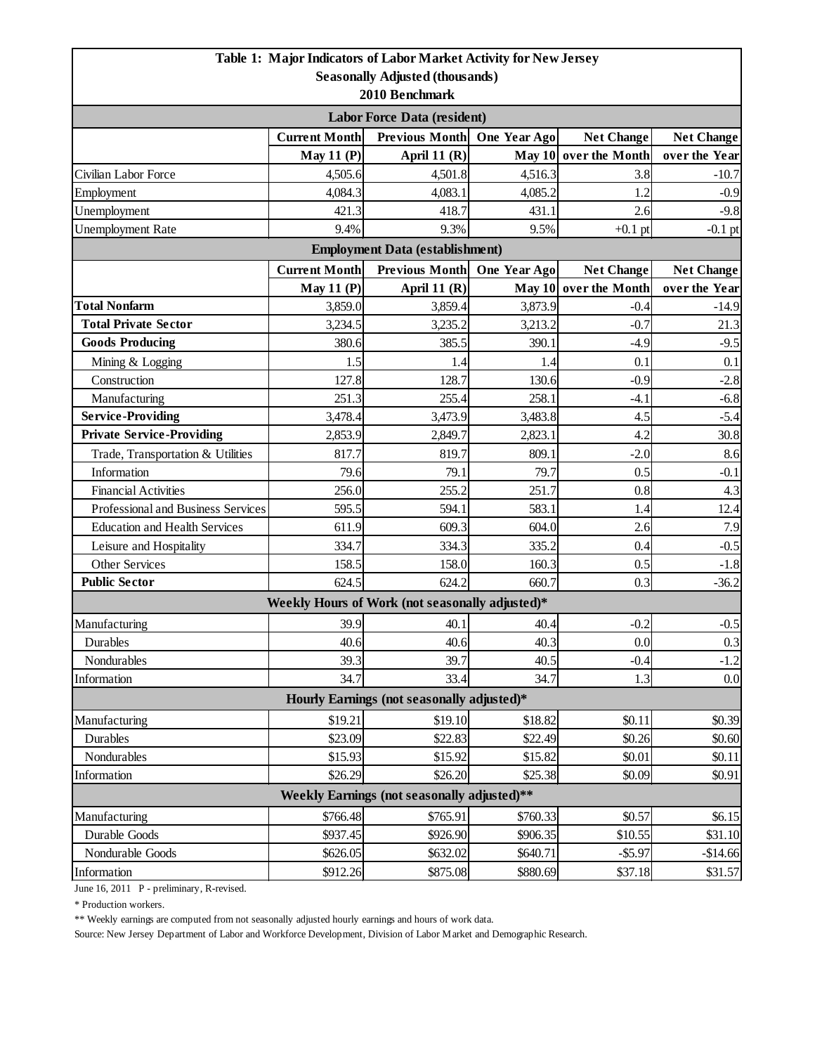# Table 1: Major Indicators of Labor Market Activity for New Jersey

**Seasonally Adjusted (thousands)**

**2010 Benchmark**

| | Current Month | Previous Month | One Year Ago | Net Change | Net Change |
|---|---|---|---|---|---|
| | May 11 (P) | April 11 (R) | May 10 | over the Month | over the Year |
| **Labor Force Data (resident)** | | | | | |
| Civilian Labor Force | 4,505.6 | 4,501.8 | 4,516.3 | 3.8 | -10.7 |
| Employment | 4,084.3 | 4,083.1 | 4,085.2 | 1.2 | -0.9 |
| Unemployment | 421.3 | 418.7 | 431.1 | 2.6 | -9.8 |
| Unemployment Rate | 9.4% | 9.3% | 9.5% | +0.1 pt | -0.1 pt |
| **Employment Data (establishment)** | | | | | |
| **Total Nonfarm** | 3,859.0 | 3,859.4 | 3,873.9 | -0.4 | -14.9 |
| **Total Private Sector** | 3,234.5 | 3,235.2 | 3,213.2 | -0.7 | 21.3 |
| **Goods Producing** | 380.6 | 385.5 | 390.1 | -4.9 | -9.5 |
| Mining & Logging | 1.5 | 1.4 | 1.4 | 0.1 | 0.1 |
| Construction | 127.8 | 128.7 | 130.6 | -0.9 | -2.8 |
| Manufacturing | 251.3 | 255.4 | 258.1 | -4.1 | -6.8 |
| **Service-Providing** | 3,478.4 | 3,473.9 | 3,483.8 | 4.5 | -5.4 |
| **Private Service-Providing** | 2,853.9 | 2,849.7 | 2,823.1 | 4.2 | 30.8 |
| Trade, Transportation & Utilities | 817.7 | 819.7 | 809.1 | -2.0 | 8.6 |
| Information | 79.6 | 79.1 | 79.7 | 0.5 | -0.1 |
| Financial Activities | 256.0 | 255.2 | 251.7 | 0.8 | 4.3 |
| Professional and Business Services | 595.5 | 594.1 | 583.1 | 1.4 | 12.4 |
| Education and Health Services | 611.9 | 609.3 | 604.0 | 2.6 | 7.9 |
| Leisure and Hospitality | 334.7 | 334.3 | 335.2 | 0.4 | -0.5 |
| Other Services | 158.5 | 158.0 | 160.3 | 0.5 | -1.8 |
| **Public Sector** | 624.5 | 624.2 | 660.7 | 0.3 | -36.2 |
| **Weekly Hours of Work (not seasonally adjusted)*** | | | | | |
| Manufacturing | 39.9 | 40.1 | 40.4 | -0.2 | -0.5 |
| Durables | 40.6 | 40.6 | 40.3 | 0.0 | 0.3 |
| Nondurables | 39.3 | 39.7 | 40.5 | -0.4 | -1.2 |
| Information | 34.7 | 33.4 | 34.7 | 1.3 | 0.0 |
| **Hourly Earnings (not seasonally adjusted)*** | | | | | |
| Manufacturing | $19.21 | $19.10 | $18.82 | $0.11 | $0.39 |
| Durables | $23.09 | $22.83 | $22.49 | $0.26 | $0.60 |
| Nondurables | $15.93 | $15.92 | $15.82 | $0.01 | $0.11 |
| Information | $26.29 | $26.20 | $25.38 | $0.09 | $0.91 |
| **Weekly Earnings (not seasonally adjusted)**** | | | | | |
| Manufacturing | $766.48 | $765.91 | $760.33 | $0.57 | $6.15 |
| Durable Goods | $937.45 | $926.90 | $906.35 | $10.55 | $31.10 |
| Nondurable Goods | $626.05 | $632.02 | $640.71 | -$5.97 | -$14.66 |
| Information | $912.26 | $875.08 | $880.69 | $37.18 | $31.57 |

June 16, 2011 P - preliminary, R-revised.

* Production workers.

** Weekly earnings are computed from not seasonally adjusted hourly earnings and hours of work data.

Source: New Jersey Department of Labor and Workforce Development, Division of Labor Market and Demographic Research.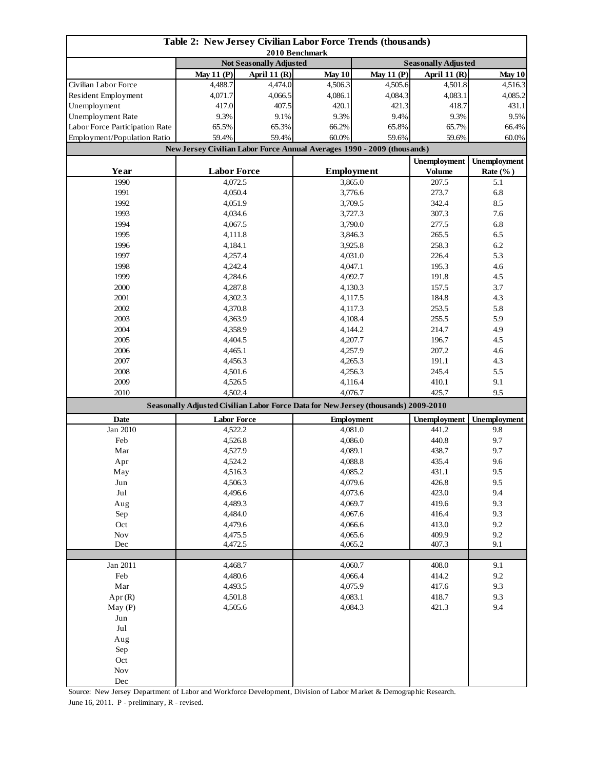# Table 2: New Jersey Civilian Labor Force Trends (thousands)

2010 Benchmark

| | Not Seasonally Adjusted | | | Seasonally Adjusted | | |
|---|---|---|---|---|---|---|
| | May 11 (P) | April 11 (R) | May 10 | May 11 (P) | April 11 (R) | May 10 |
| Civilian Labor Force | 4,488.7 | 4,474.0 | 4,506.3 | 4,505.6 | 4,501.8 | 4,516.3 |
| Resident Employment | 4,071.7 | 4,066.5 | 4,086.1 | 4,084.3 | 4,083.1 | 4,085.2 |
| Unemployment | 417.0 | 407.5 | 420.1 | 421.3 | 418.7 | 431.1 |
| Unemployment Rate | 9.3% | 9.1% | 9.3% | 9.4% | 9.3% | 9.5% |
| Labor Force Participation Rate | 65.5% | 65.3% | 66.2% | 65.8% | 65.7% | 66.4% |
| Employment/Population Ratio | 59.4% | 59.4% | 60.0% | 59.6% | 59.6% | 60.0% |

## New Jersey Civilian Labor Force Annual Averages 1990 - 2009 (thousands)

| Year | Labor Force | Employment | Unemployment Volume | Unemployment Rate (%) |
|---|---|---|---|---|
| 1990 | 4,072.5 | 3,865.0 | 207.5 | 5.1 |
| 1991 | 4,050.4 | 3,776.6 | 273.7 | 6.8 |
| 1992 | 4,051.9 | 3,709.5 | 342.4 | 8.5 |
| 1993 | 4,034.6 | 3,727.3 | 307.3 | 7.6 |
| 1994 | 4,067.5 | 3,790.0 | 277.5 | 6.8 |
| 1995 | 4,111.8 | 3,846.3 | 265.5 | 6.5 |
| 1996 | 4,184.1 | 3,925.8 | 258.3 | 6.2 |
| 1997 | 4,257.4 | 4,031.0 | 226.4 | 5.3 |
| 1998 | 4,242.4 | 4,047.1 | 195.3 | 4.6 |
| 1999 | 4,284.6 | 4,092.7 | 191.8 | 4.5 |
| 2000 | 4,287.8 | 4,130.3 | 157.5 | 3.7 |
| 2001 | 4,302.3 | 4,117.5 | 184.8 | 4.3 |
| 2002 | 4,370.8 | 4,117.3 | 253.5 | 5.8 |
| 2003 | 4,363.9 | 4,108.4 | 255.5 | 5.9 |
| 2004 | 4,358.9 | 4,144.2 | 214.7 | 4.9 |
| 2005 | 4,404.5 | 4,207.7 | 196.7 | 4.5 |
| 2006 | 4,465.1 | 4,257.9 | 207.2 | 4.6 |
| 2007 | 4,456.3 | 4,265.3 | 191.1 | 4.3 |
| 2008 | 4,501.6 | 4,256.3 | 245.4 | 5.5 |
| 2009 | 4,526.5 | 4,116.4 | 410.1 | 9.1 |
| 2010 | 4,502.4 | 4,076.7 | 425.7 | 9.5 |

## Seasonally Adjusted Civilian Labor Force Data for New Jersey (thousands) 2009-2010

| Date | Labor Force | Employment | Unemployment | Unemployment |
|---|---|---|---|---|
| Jan 2010 | 4,522.2 | 4,081.0 | 441.2 | 9.8 |
| Feb | 4,526.8 | 4,086.0 | 440.8 | 9.7 |
| Mar | 4,527.9 | 4,089.1 | 438.7 | 9.7 |
| Apr | 4,524.2 | 4,088.8 | 435.4 | 9.6 |
| May | 4,516.3 | 4,085.2 | 431.1 | 9.5 |
| Jun | 4,506.3 | 4,079.6 | 426.8 | 9.5 |
| Jul | 4,496.6 | 4,073.6 | 423.0 | 9.4 |
| Aug | 4,489.3 | 4,069.7 | 419.6 | 9.3 |
| Sep | 4,484.0 | 4,067.6 | 416.4 | 9.3 |
| Oct | 4,479.6 | 4,066.6 | 413.0 | 9.2 |
| Nov | 4,475.5 | 4,065.6 | 409.9 | 9.2 |
| Dec | 4,472.5 | 4,065.2 | 407.3 | 9.1 |
| | | | | |
| Jan 2011 | 4,468.7 | 4,060.7 | 408.0 | 9.1 |
| Feb | 4,480.6 | 4,066.4 | 414.2 | 9.2 |
| Mar | 4,493.5 | 4,075.9 | 417.6 | 9.3 |
| Apr (R) | 4,501.8 | 4,083.1 | 418.7 | 9.3 |
| May (P) | 4,505.6 | 4,084.3 | 421.3 | 9.4 |
| Jun | | | | |
| Jul | | | | |
| Aug | | | | |
| Sep | | | | |
| Oct | | | | |
| Nov | | | | |
| Dec | | | | |

Source: New Jersey Department of Labor and Workforce Development, Division of Labor Market & Demographic Research.
June 16, 2011. P - preliminary, R - revised.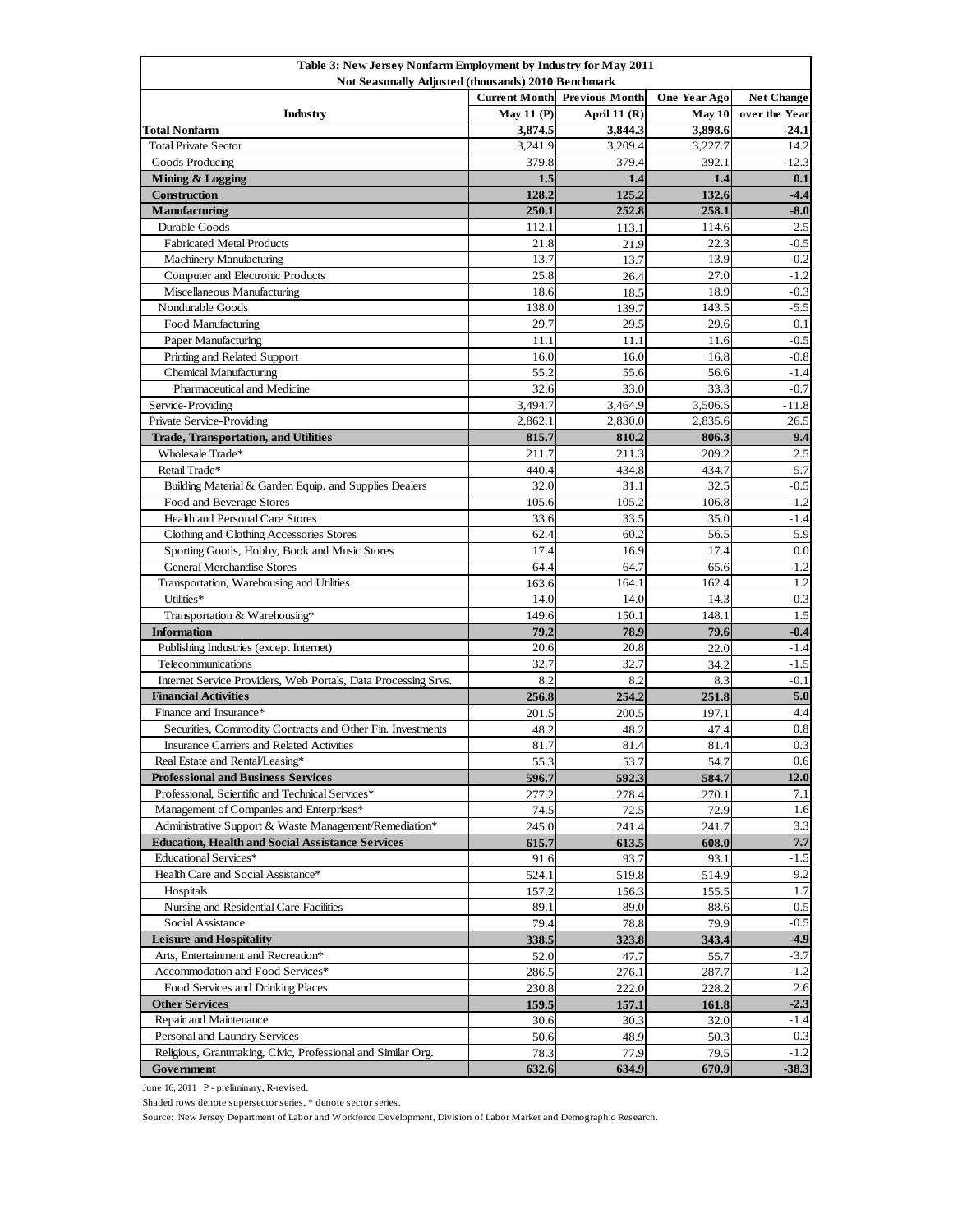**Table 3: New Jersey Nonfarm Employment by Industry for May 2011**
**Not Seasonally Adjusted (thousands) 2010 Benchmark**

| Industry | Current Month May 11 (P) | Previous Month April 11 (R) | One Year Ago May 10 | Net Change over the Year |
|---|---|---|---|---|
| **Total Nonfarm** | **3,874.5** | **3,844.3** | **3,898.6** | **-24.1** |
| Total Private Sector | 3,241.9 | 3,209.4 | 3,227.7 | 14.2 |
| Goods Producing | 379.8 | 379.4 | 392.1 | -12.3 |
| **Mining & Logging** | **1.5** | **1.4** | **1.4** | **0.1** |
| **Construction** | **128.2** | **125.2** | **132.6** | **-4.4** |
| **Manufacturing** | **250.1** | **252.8** | **258.1** | **-8.0** |
| Durable Goods | 112.1 | 113.1 | 114.6 | -2.5 |
| Fabricated Metal Products | 21.8 | 21.9 | 22.3 | -0.5 |
| Machinery Manufacturing | 13.7 | 13.7 | 13.9 | -0.2 |
| Computer and Electronic Products | 25.8 | 26.4 | 27.0 | -1.2 |
| Miscellaneous Manufacturing | 18.6 | 18.5 | 18.9 | -0.3 |
| Nondurable Goods | 138.0 | 139.7 | 143.5 | -5.5 |
| Food Manufacturing | 29.7 | 29.5 | 29.6 | 0.1 |
| Paper Manufacturing | 11.1 | 11.1 | 11.6 | -0.5 |
| Printing and Related Support | 16.0 | 16.0 | 16.8 | -0.8 |
| Chemical Manufacturing | 55.2 | 55.6 | 56.6 | -1.4 |
| Pharmaceutical and Medicine | 32.6 | 33.0 | 33.3 | -0.7 |
| Service-Providing | 3,494.7 | 3,464.9 | 3,506.5 | -11.8 |
| Private Service-Providing | 2,862.1 | 2,830.0 | 2,835.6 | 26.5 |
| **Trade, Transportation, and Utilities** | **815.7** | **810.2** | **806.3** | **9.4** |
| Wholesale Trade* | 211.7 | 211.3 | 209.2 | 2.5 |
| Retail Trade* | 440.4 | 434.8 | 434.7 | 5.7 |
| Building Material & Garden Equip. and Supplies Dealers | 32.0 | 31.1 | 32.5 | -0.5 |
| Food and Beverage Stores | 105.6 | 105.2 | 106.8 | -1.2 |
| Health and Personal Care Stores | 33.6 | 33.5 | 35.0 | -1.4 |
| Clothing and Clothing Accessories Stores | 62.4 | 60.2 | 56.5 | 5.9 |
| Sporting Goods, Hobby, Book and Music Stores | 17.4 | 16.9 | 17.4 | 0.0 |
| General Merchandise Stores | 64.4 | 64.7 | 65.6 | -1.2 |
| Transportation, Warehousing and Utilities | 163.6 | 164.1 | 162.4 | 1.2 |
| Utilities* | 14.0 | 14.0 | 14.3 | -0.3 |
| Transportation & Warehousing* | 149.6 | 150.1 | 148.1 | 1.5 |
| **Information** | **79.2** | **78.9** | **79.6** | **-0.4** |
| Publishing Industries (except Internet) | 20.6 | 20.8 | 22.0 | -1.4 |
| Telecommunications | 32.7 | 32.7 | 34.2 | -1.5 |
| Internet Service Providers, Web Portals, Data Processing Srvs. | 8.2 | 8.2 | 8.3 | -0.1 |
| **Financial Activities** | **256.8** | **254.2** | **251.8** | **5.0** |
| Finance and Insurance* | 201.5 | 200.5 | 197.1 | 4.4 |
| Securities, Commodity Contracts and Other Fin. Investments | 48.2 | 48.2 | 47.4 | 0.8 |
| Insurance Carriers and Related Activities | 81.7 | 81.4 | 81.4 | 0.3 |
| Real Estate and Rental/Leasing* | 55.3 | 53.7 | 54.7 | 0.6 |
| **Professional and Business Services** | **596.7** | **592.3** | **584.7** | **12.0** |
| Professional, Scientific and Technical Services* | 277.2 | 278.4 | 270.1 | 7.1 |
| Management of Companies and Enterprises* | 74.5 | 72.5 | 72.9 | 1.6 |
| Administrative Support & Waste Management/Remediation* | 245.0 | 241.4 | 241.7 | 3.3 |
| **Education, Health and Social Assistance Services** | **615.7** | **613.5** | **608.0** | **7.7** |
| Educational Services* | 91.6 | 93.7 | 93.1 | -1.5 |
| Health Care and Social Assistance* | 524.1 | 519.8 | 514.9 | 9.2 |
| Hospitals | 157.2 | 156.3 | 155.5 | 1.7 |
| Nursing and Residential Care Facilities | 89.1 | 89.0 | 88.6 | 0.5 |
| Social Assistance | 79.4 | 78.8 | 79.9 | -0.5 |
| **Leisure and Hospitality** | **338.5** | **323.8** | **343.4** | **-4.9** |
| Arts, Entertainment and Recreation* | 52.0 | 47.7 | 55.7 | -3.7 |
| Accommodation and Food Services* | 286.5 | 276.1 | 287.7 | -1.2 |
| Food Services and Drinking Places | 230.8 | 222.0 | 228.2 | 2.6 |
| **Other Services** | **159.5** | **157.1** | **161.8** | **-2.3** |
| Repair and Maintenance | 30.6 | 30.3 | 32.0 | -1.4 |
| Personal and Laundry Services | 50.6 | 48.9 | 50.3 | 0.3 |
| Religious, Grantmaking, Civic, Professional and Similar Org. | 78.3 | 77.9 | 79.5 | -1.2 |
| **Government** | **632.6** | **634.9** | **670.9** | **-38.3** |

June 16, 2011 P - preliminary, R-revised.

Shaded rows denote supersector series, * denote sector series.

Source: New Jersey Department of Labor and Workforce Development, Division of Labor Market and Demographic Research.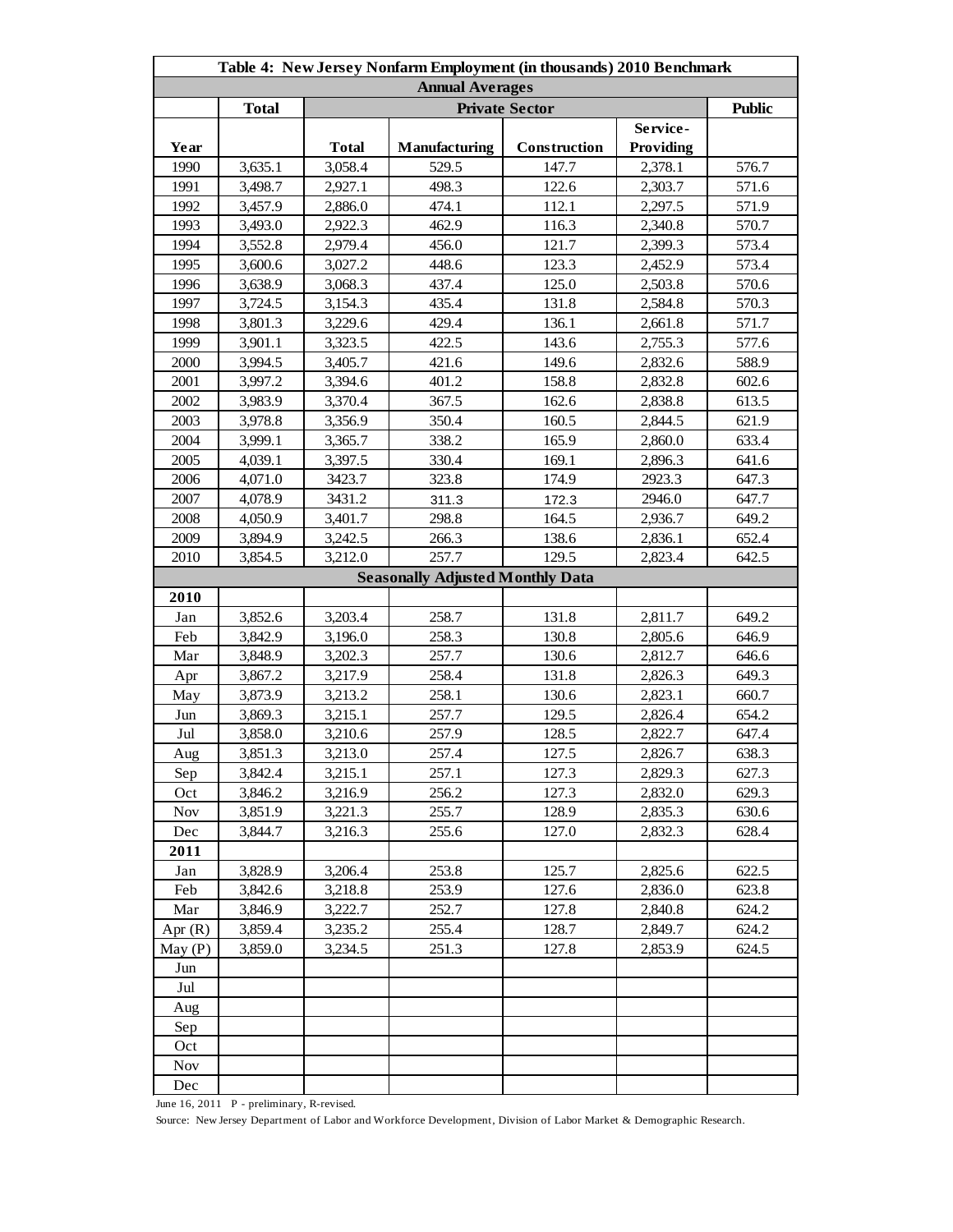| Table 4: New Jersey Nonfarm Employment (in thousands) 2010 Benchmark | | | | | | |
|---|---|---|---|---|---|---|
| **Annual Averages** | | | | | | |
| | **Total** | **Private Sector** | | | | **Public** |
| **Year** | | **Total** | **Manufacturing** | **Construction** | **Service-Providing** | |
| 1990 | 3,635.1 | 3,058.4 | 529.5 | 147.7 | 2,378.1 | 576.7 |
| 1991 | 3,498.7 | 2,927.1 | 498.3 | 122.6 | 2,303.7 | 571.6 |
| 1992 | 3,457.9 | 2,886.0 | 474.1 | 112.1 | 2,297.5 | 571.9 |
| 1993 | 3,493.0 | 2,922.3 | 462.9 | 116.3 | 2,340.8 | 570.7 |
| 1994 | 3,552.8 | 2,979.4 | 456.0 | 121.7 | 2,399.3 | 573.4 |
| 1995 | 3,600.6 | 3,027.2 | 448.6 | 123.3 | 2,452.9 | 573.4 |
| 1996 | 3,638.9 | 3,068.3 | 437.4 | 125.0 | 2,503.8 | 570.6 |
| 1997 | 3,724.5 | 3,154.3 | 435.4 | 131.8 | 2,584.8 | 570.3 |
| 1998 | 3,801.3 | 3,229.6 | 429.4 | 136.1 | 2,661.8 | 571.7 |
| 1999 | 3,901.1 | 3,323.5 | 422.5 | 143.6 | 2,755.3 | 577.6 |
| 2000 | 3,994.5 | 3,405.7 | 421.6 | 149.6 | 2,832.6 | 588.9 |
| 2001 | 3,997.2 | 3,394.6 | 401.2 | 158.8 | 2,832.8 | 602.6 |
| 2002 | 3,983.9 | 3,370.4 | 367.5 | 162.6 | 2,838.8 | 613.5 |
| 2003 | 3,978.8 | 3,356.9 | 350.4 | 160.5 | 2,844.5 | 621.9 |
| 2004 | 3,999.1 | 3,365.7 | 338.2 | 165.9 | 2,860.0 | 633.4 |
| 2005 | 4,039.1 | 3,397.5 | 330.4 | 169.1 | 2,896.3 | 641.6 |
| 2006 | 4,071.0 | 3423.7 | 323.8 | 174.9 | 2923.3 | 647.3 |
| 2007 | 4,078.9 | 3431.2 | 311.3 | 172.3 | 2946.0 | 647.7 |
| 2008 | 4,050.9 | 3,401.7 | 298.8 | 164.5 | 2,936.7 | 649.2 |
| 2009 | 3,894.9 | 3,242.5 | 266.3 | 138.6 | 2,836.1 | 652.4 |
| 2010 | 3,854.5 | 3,212.0 | 257.7 | 129.5 | 2,823.4 | 642.5 |
| **Seasonally Adjusted Monthly Data** | | | | | | |
| **2010** | | | | | | |
| Jan | 3,852.6 | 3,203.4 | 258.7 | 131.8 | 2,811.7 | 649.2 |
| Feb | 3,842.9 | 3,196.0 | 258.3 | 130.8 | 2,805.6 | 646.9 |
| Mar | 3,848.9 | 3,202.3 | 257.7 | 130.6 | 2,812.7 | 646.6 |
| Apr | 3,867.2 | 3,217.9 | 258.4 | 131.8 | 2,826.3 | 649.3 |
| May | 3,873.9 | 3,213.2 | 258.1 | 130.6 | 2,823.1 | 660.7 |
| Jun | 3,869.3 | 3,215.1 | 257.7 | 129.5 | 2,826.4 | 654.2 |
| Jul | 3,858.0 | 3,210.6 | 257.9 | 128.5 | 2,822.7 | 647.4 |
| Aug | 3,851.3 | 3,213.0 | 257.4 | 127.5 | 2,826.7 | 638.3 |
| Sep | 3,842.4 | 3,215.1 | 257.1 | 127.3 | 2,829.3 | 627.3 |
| Oct | 3,846.2 | 3,216.9 | 256.2 | 127.3 | 2,832.0 | 629.3 |
| Nov | 3,851.9 | 3,221.3 | 255.7 | 128.9 | 2,835.3 | 630.6 |
| Dec | 3,844.7 | 3,216.3 | 255.6 | 127.0 | 2,832.3 | 628.4 |
| **2011** | | | | | | |
| Jan | 3,828.9 | 3,206.4 | 253.8 | 125.7 | 2,825.6 | 622.5 |
| Feb | 3,842.6 | 3,218.8 | 253.9 | 127.6 | 2,836.0 | 623.8 |
| Mar | 3,846.9 | 3,222.7 | 252.7 | 127.8 | 2,840.8 | 624.2 |
| Apr (R) | 3,859.4 | 3,235.2 | 255.4 | 128.7 | 2,849.7 | 624.2 |
| May (P) | 3,859.0 | 3,234.5 | 251.3 | 127.8 | 2,853.9 | 624.5 |
| Jun | | | | | | |
| Jul | | | | | | |
| Aug | | | | | | |
| Sep | | | | | | |
| Oct | | | | | | |
| Nov | | | | | | |
| Dec | | | | | | |

June 16, 2011 P - preliminary, R-revised.

Source: New Jersey Department of Labor and Workforce Development, Division of Labor Market & Demographic Research.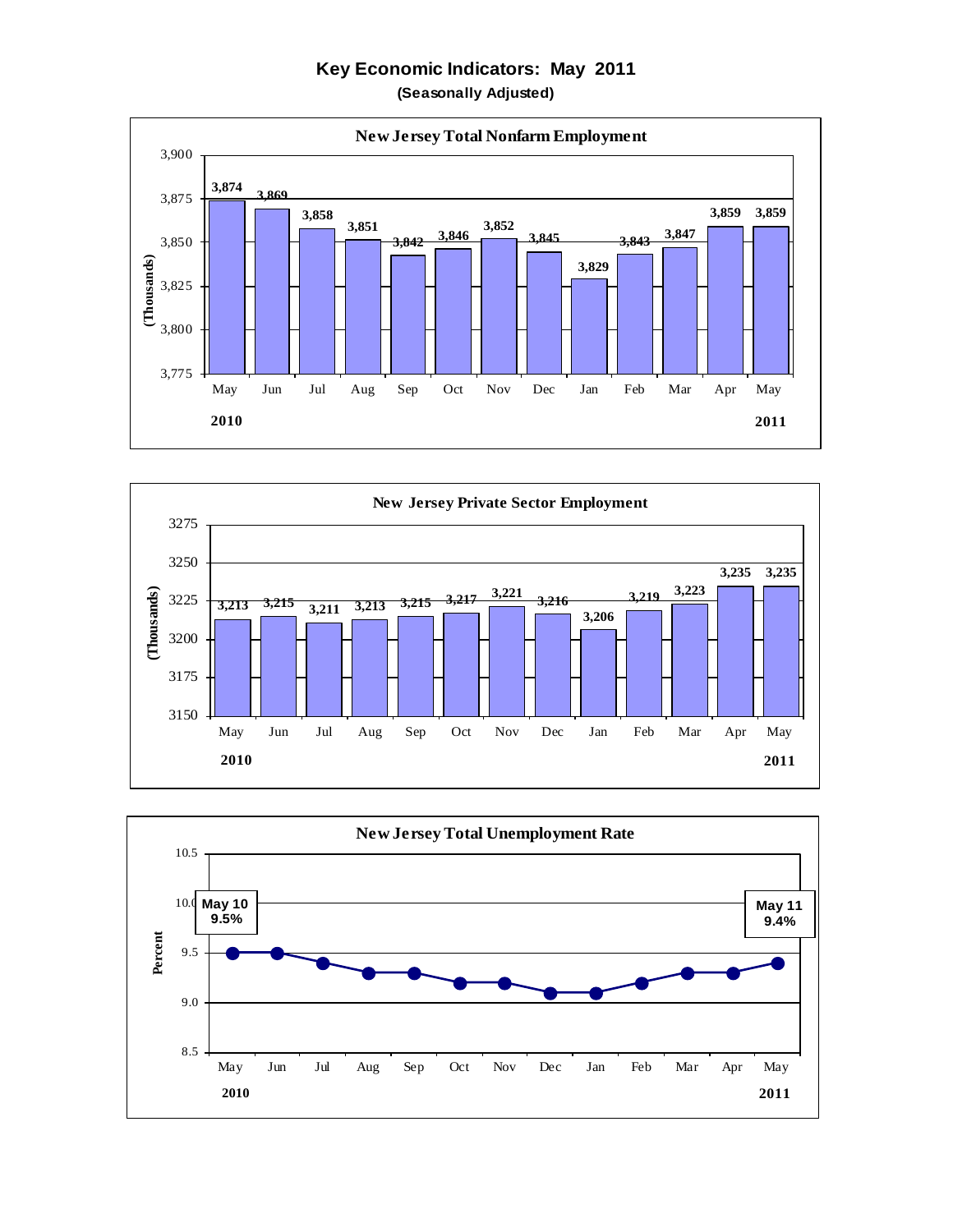# Key Economic Indicators: May 2011

**(Seasonally Adjusted)**

**New Jersey Total Nonfarm Employment**

(Thousands)

3,900
3,875
3,850
3,825
3,800
3,775

3,874 3,869 3,858 3,851 3,842 3,846 3,852 3,845 3,829 3,843 3,847 3,859 3,859

May Jun Jul Aug Sep Oct Nov Dec Jan Feb Mar Apr May

2010 2011

**New Jersey Private Sector Employment**

(Thousands)

3275
3250
3225
3200
3175
3150

3,213 3,215 3,211 3,213 3,215 3,217 3,221 3,216 3,206 3,219 3,223 3,235 3,235

May Jun Jul Aug Sep Oct Nov Dec Jan Feb Mar Apr May

2010 2011

**New Jersey Total Unemployment Rate**

Percent

10.5
10.0
9.5
9.0
8.5

May 10 9.5%

May 11 9.4%

May Jun Jul Aug Sep Oct Nov Dec Jan Feb Mar Apr May

2010 2011